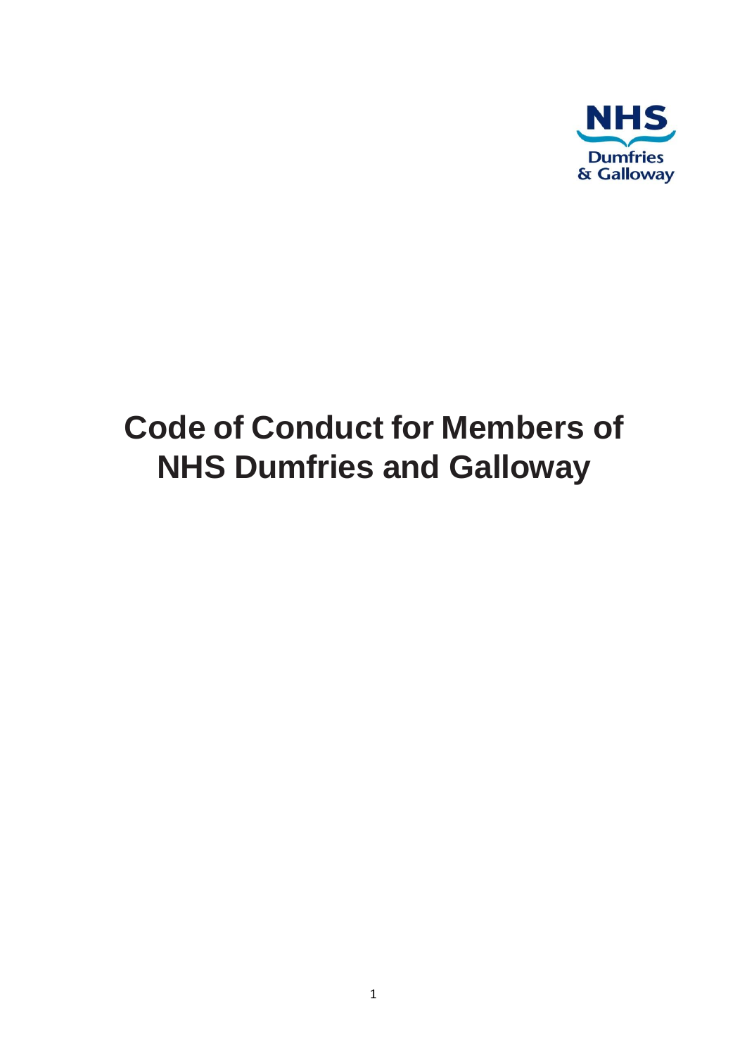NHS Dumfries & Galloway

# Code of Conduct for Members of NHS Dumfries and Galloway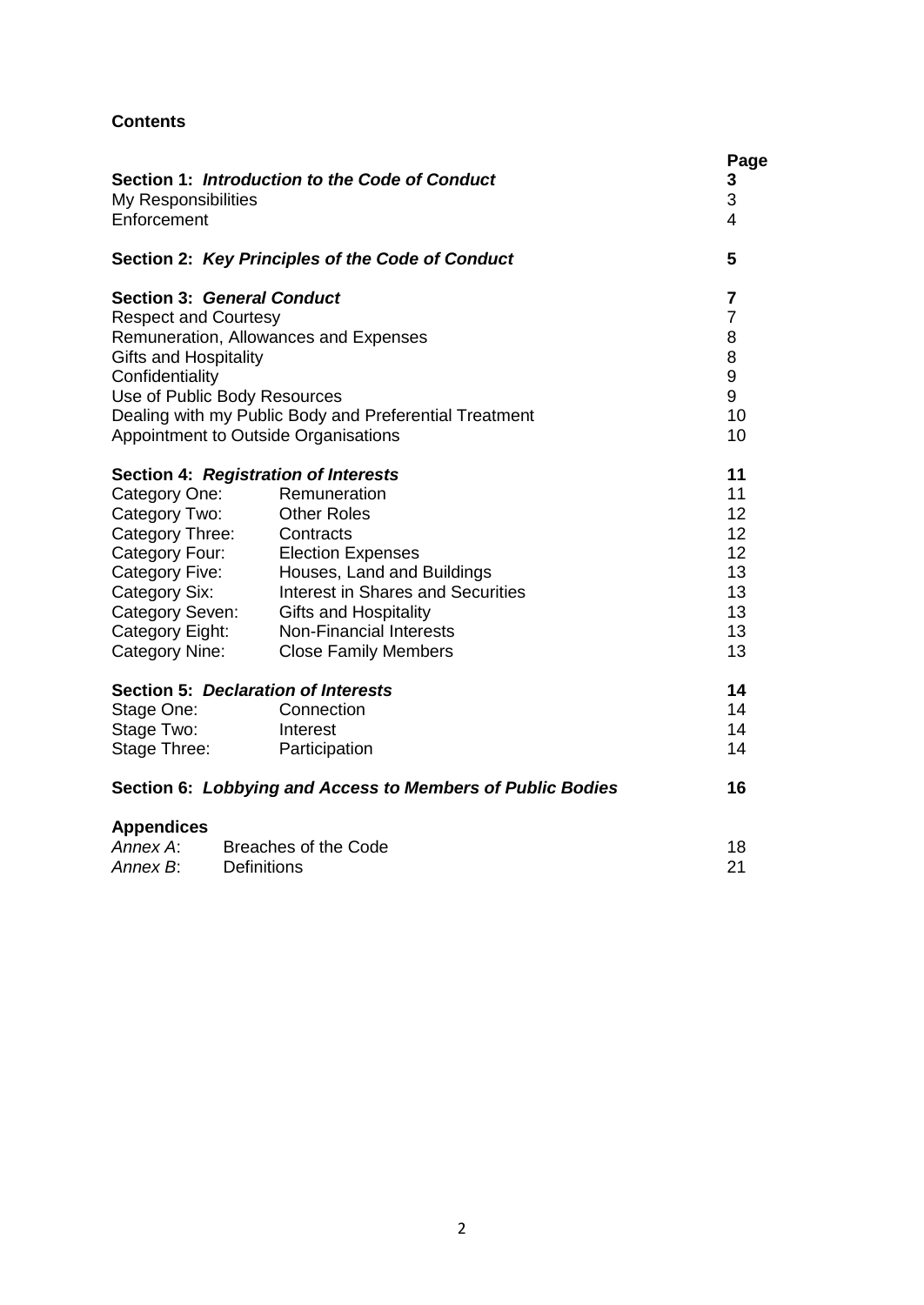**Contents**

| | Page |
|---|---|
| **Section 1: *Introduction to the Code of Conduct*** | **3** |
| My Responsibilities | 3 |
| Enforcement | 4 |
| | |
| **Section 2: *Key Principles of the Code of Conduct*** | **5** |
| | |
| **Section 3: *General Conduct*** | **7** |
| Respect and Courtesy | 7 |
| Remuneration, Allowances and Expenses | 8 |
| Gifts and Hospitality | 8 |
| Confidentiality | 9 |
| Use of Public Body Resources | 9 |
| Dealing with my Public Body and Preferential Treatment | 10 |
| Appointment to Outside Organisations | 10 |
| | |
| **Section 4: *Registration of Interests*** | **11** |
| Category One: Remuneration | 11 |
| Category Two: Other Roles | 12 |
| Category Three: Contracts | 12 |
| Category Four: Election Expenses | 12 |
| Category Five: Houses, Land and Buildings | 13 |
| Category Six: Interest in Shares and Securities | 13 |
| Category Seven: Gifts and Hospitality | 13 |
| Category Eight: Non-Financial Interests | 13 |
| Category Nine: Close Family Members | 13 |
| | |
| **Section 5: *Declaration of Interests*** | **14** |
| Stage One: Connection | 14 |
| Stage Two: Interest | 14 |
| Stage Three: Participation | 14 |
| | |
| **Section 6: *Lobbying and Access to Members of Public Bodies*** | **16** |
| | |
| **Appendices** | |
| *Annex A*: Breaches of the Code | 18 |
| *Annex B*: Definitions | 21 |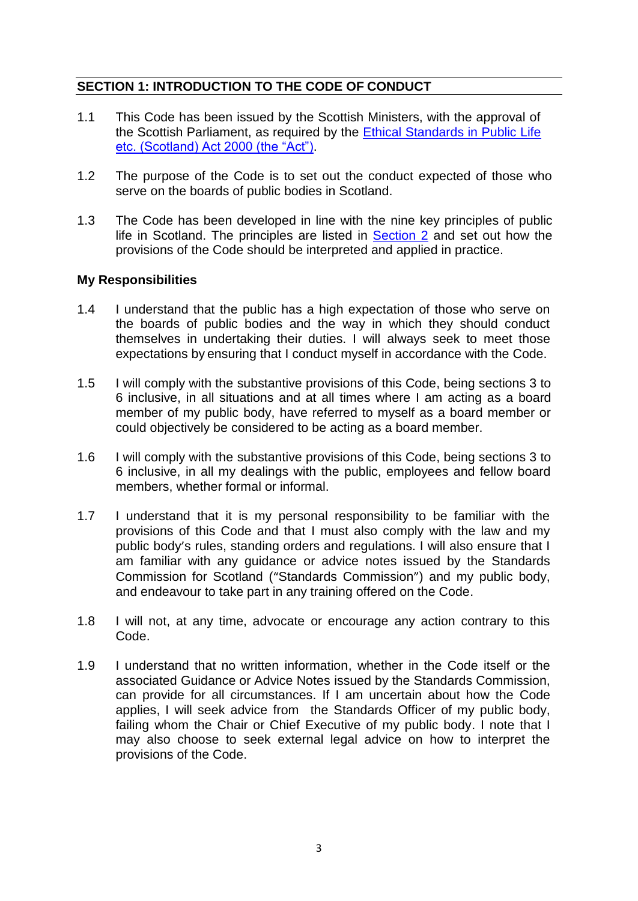## SECTION 1: INTRODUCTION TO THE CODE OF CONDUCT

1.1 This Code has been issued by the Scottish Ministers, with the approval of the Scottish Parliament, as required by the Ethical Standards in Public Life etc. (Scotland) Act 2000 (the "Act").

1.2 The purpose of the Code is to set out the conduct expected of those who serve on the boards of public bodies in Scotland.

1.3 The Code has been developed in line with the nine key principles of public life in Scotland. The principles are listed in Section 2 and set out how the provisions of the Code should be interpreted and applied in practice.

### My Responsibilities

1.4 I understand that the public has a high expectation of those who serve on the boards of public bodies and the way in which they should conduct themselves in undertaking their duties. I will always seek to meet those expectations by ensuring that I conduct myself in accordance with the Code.

1.5 I will comply with the substantive provisions of this Code, being sections 3 to 6 inclusive, in all situations and at all times where I am acting as a board member of my public body, have referred to myself as a board member or could objectively be considered to be acting as a board member.

1.6 I will comply with the substantive provisions of this Code, being sections 3 to 6 inclusive, in all my dealings with the public, employees and fellow board members, whether formal or informal.

1.7 I understand that it is my personal responsibility to be familiar with the provisions of this Code and that I must also comply with the law and my public body's rules, standing orders and regulations. I will also ensure that I am familiar with any guidance or advice notes issued by the Standards Commission for Scotland ("Standards Commission") and my public body, and endeavour to take part in any training offered on the Code.

1.8 I will not, at any time, advocate or encourage any action contrary to this Code.

1.9 I understand that no written information, whether in the Code itself or the associated Guidance or Advice Notes issued by the Standards Commission, can provide for all circumstances. If I am uncertain about how the Code applies, I will seek advice from the Standards Officer of my public body, failing whom the Chair or Chief Executive of my public body. I note that I may also choose to seek external legal advice on how to interpret the provisions of the Code.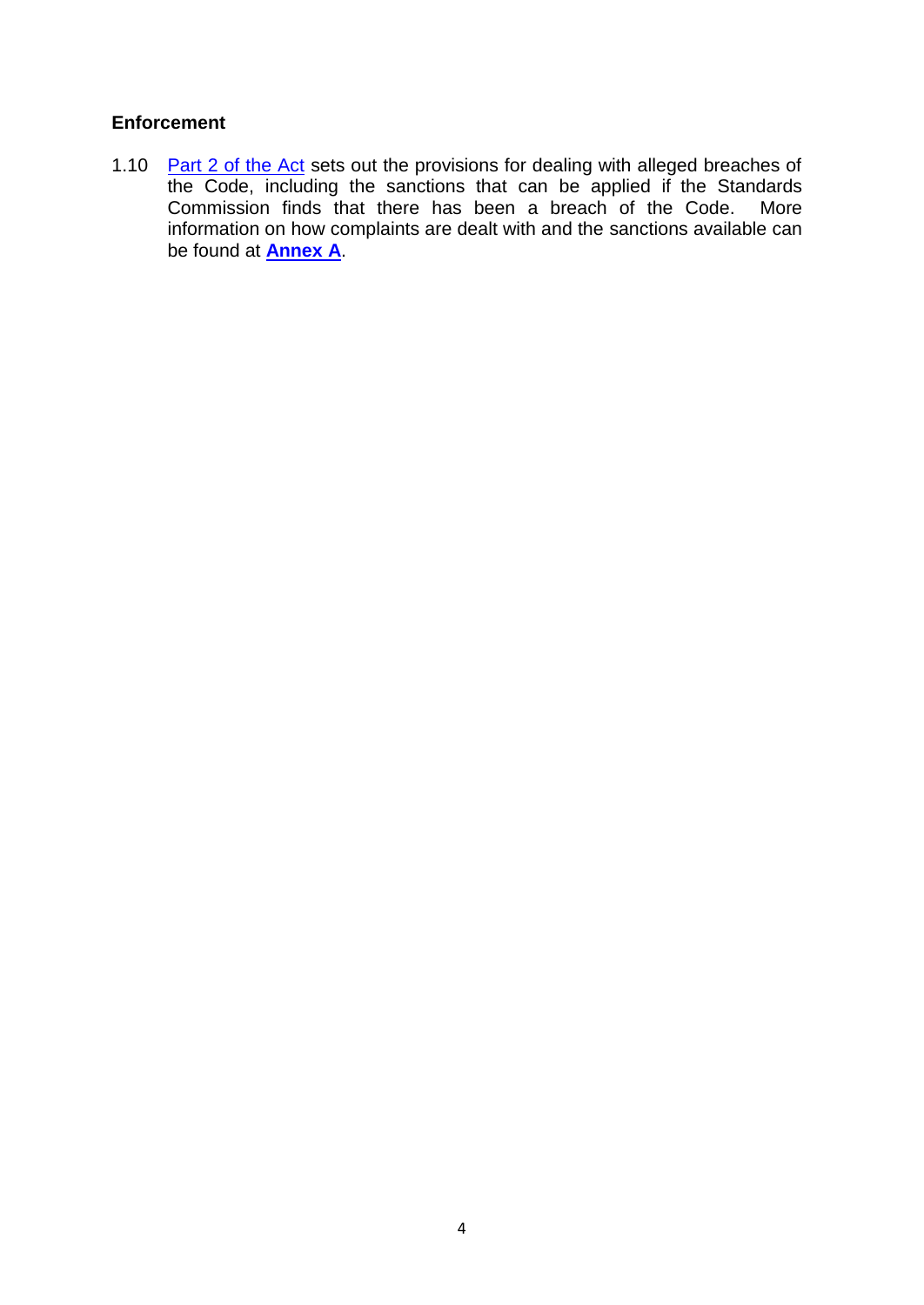## Enforcement

1.10 Part 2 of the Act sets out the provisions for dealing with alleged breaches of the Code, including the sanctions that can be applied if the Standards Commission finds that there has been a breach of the Code. More information on how complaints are dealt with and the sanctions available can be found at **Annex A**.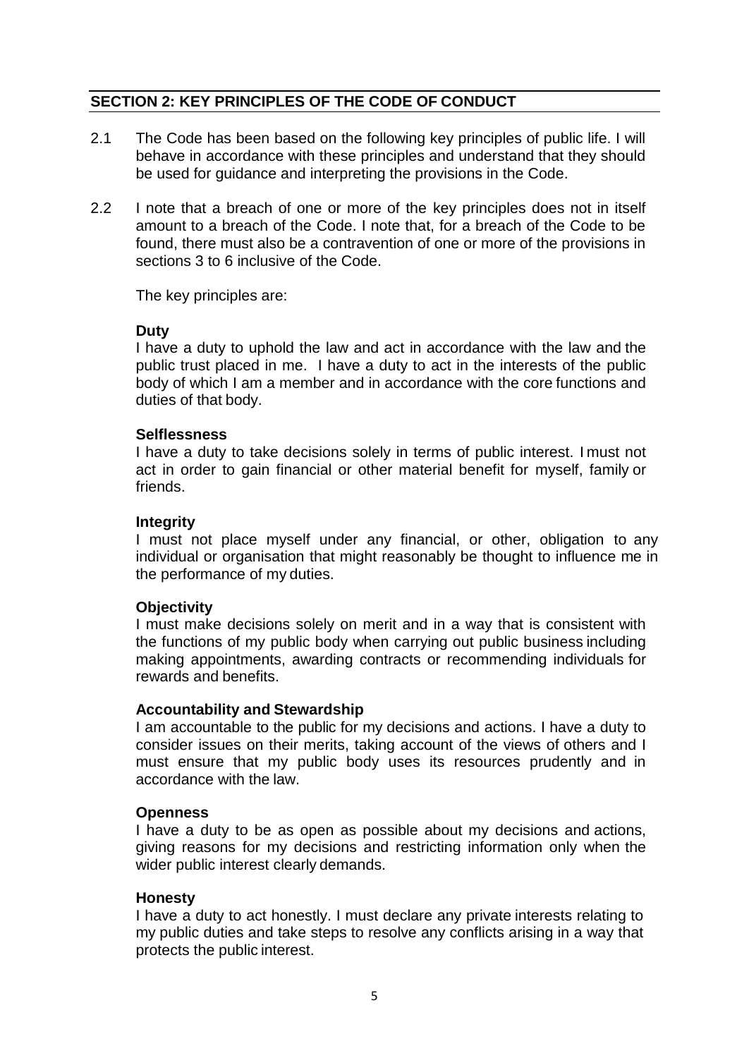## SECTION 2: KEY PRINCIPLES OF THE CODE OF CONDUCT

2.1 The Code has been based on the following key principles of public life. I will behave in accordance with these principles and understand that they should be used for guidance and interpreting the provisions in the Code.

2.2 I note that a breach of one or more of the key principles does not in itself amount to a breach of the Code. I note that, for a breach of the Code to be found, there must also be a contravention of one or more of the provisions in sections 3 to 6 inclusive of the Code.

The key principles are:

**Duty**
I have a duty to uphold the law and act in accordance with the law and the public trust placed in me. I have a duty to act in the interests of the public body of which I am a member and in accordance with the core functions and duties of that body.

**Selflessness**
I have a duty to take decisions solely in terms of public interest. I must not act in order to gain financial or other material benefit for myself, family or friends.

**Integrity**
I must not place myself under any financial, or other, obligation to any individual or organisation that might reasonably be thought to influence me in the performance of my duties.

**Objectivity**
I must make decisions solely on merit and in a way that is consistent with the functions of my public body when carrying out public business including making appointments, awarding contracts or recommending individuals for rewards and benefits.

**Accountability and Stewardship**
I am accountable to the public for my decisions and actions. I have a duty to consider issues on their merits, taking account of the views of others and I must ensure that my public body uses its resources prudently and in accordance with the law.

**Openness**
I have a duty to be as open as possible about my decisions and actions, giving reasons for my decisions and restricting information only when the wider public interest clearly demands.

**Honesty**
I have a duty to act honestly. I must declare any private interests relating to my public duties and take steps to resolve any conflicts arising in a way that protects the public interest.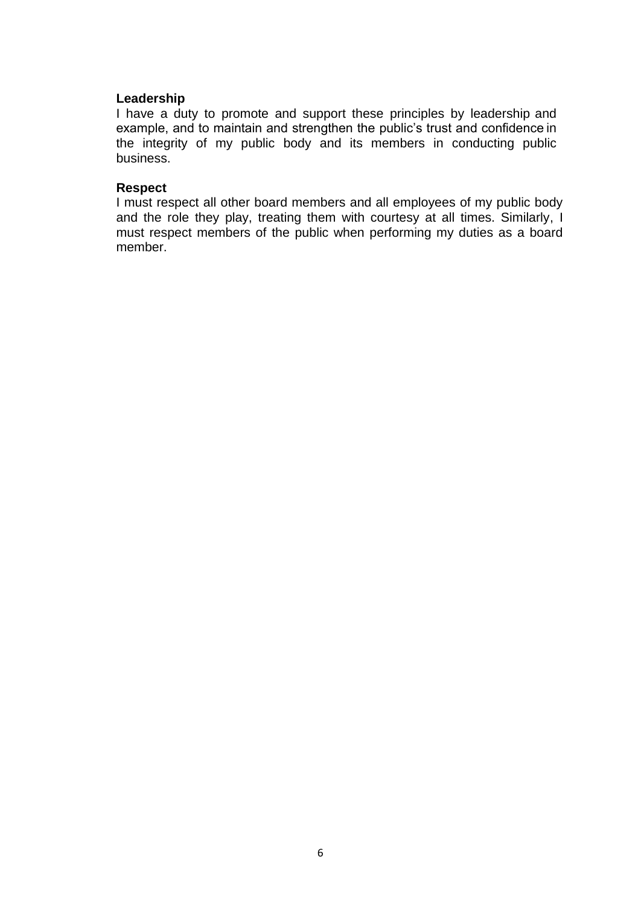**Leadership**

I have a duty to promote and support these principles by leadership and example, and to maintain and strengthen the public's trust and confidence in the integrity of my public body and its members in conducting public business.

**Respect**

I must respect all other board members and all employees of my public body and the role they play, treating them with courtesy at all times. Similarly, I must respect members of the public when performing my duties as a board member.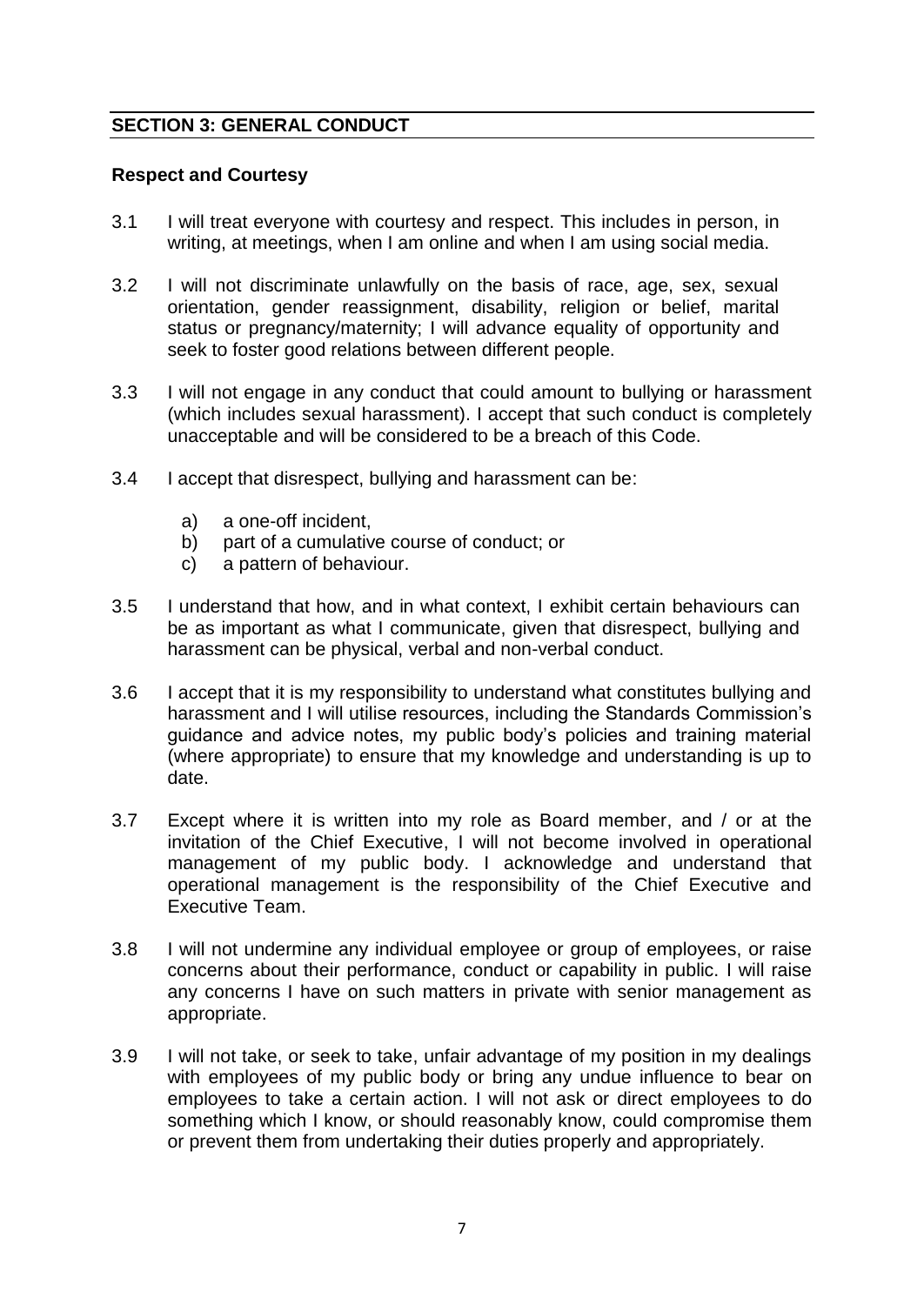## SECTION 3: GENERAL CONDUCT

### Respect and Courtesy

3.1 I will treat everyone with courtesy and respect. This includes in person, in writing, at meetings, when I am online and when I am using social media.

3.2 I will not discriminate unlawfully on the basis of race, age, sex, sexual orientation, gender reassignment, disability, religion or belief, marital status or pregnancy/maternity; I will advance equality of opportunity and seek to foster good relations between different people.

3.3 I will not engage in any conduct that could amount to bullying or harassment (which includes sexual harassment). I accept that such conduct is completely unacceptable and will be considered to be a breach of this Code.

3.4 I accept that disrespect, bullying and harassment can be:

a) a one-off incident,
b) part of a cumulative course of conduct; or
c) a pattern of behaviour.

3.5 I understand that how, and in what context, I exhibit certain behaviours can be as important as what I communicate, given that disrespect, bullying and harassment can be physical, verbal and non-verbal conduct.

3.6 I accept that it is my responsibility to understand what constitutes bullying and harassment and I will utilise resources, including the Standards Commission's guidance and advice notes, my public body's policies and training material (where appropriate) to ensure that my knowledge and understanding is up to date.

3.7 Except where it is written into my role as Board member, and / or at the invitation of the Chief Executive, I will not become involved in operational management of my public body. I acknowledge and understand that operational management is the responsibility of the Chief Executive and Executive Team.

3.8 I will not undermine any individual employee or group of employees, or raise concerns about their performance, conduct or capability in public. I will raise any concerns I have on such matters in private with senior management as appropriate.

3.9 I will not take, or seek to take, unfair advantage of my position in my dealings with employees of my public body or bring any undue influence to bear on employees to take a certain action. I will not ask or direct employees to do something which I know, or should reasonably know, could compromise them or prevent them from undertaking their duties properly and appropriately.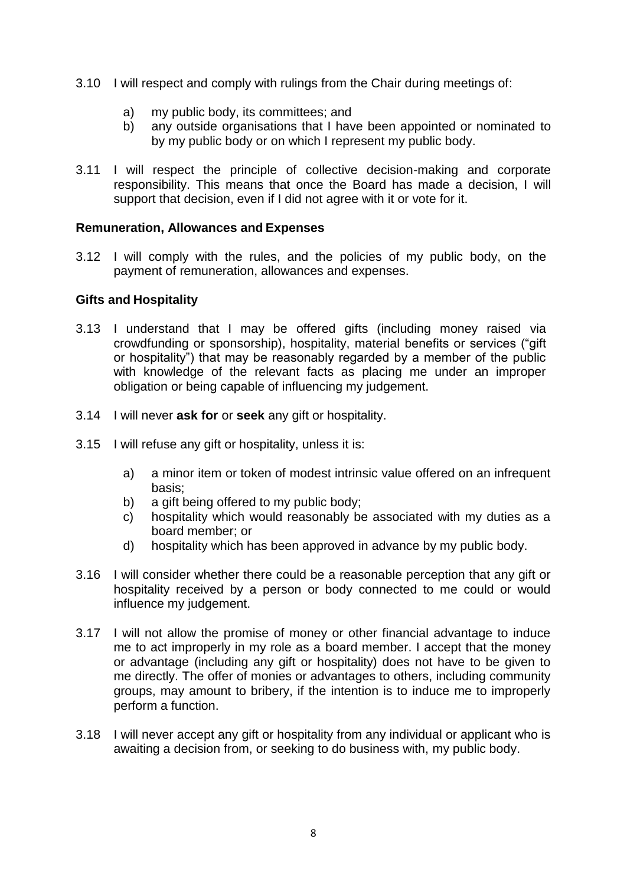3.10 I will respect and comply with rulings from the Chair during meetings of:

   a) my public body, its committees; and
   b) any outside organisations that I have been appointed or nominated to by my public body or on which I represent my public body.

3.11 I will respect the principle of collective decision-making and corporate responsibility. This means that once the Board has made a decision, I will support that decision, even if I did not agree with it or vote for it.

**Remuneration, Allowances and Expenses**

3.12 I will comply with the rules, and the policies of my public body, on the payment of remuneration, allowances and expenses.

**Gifts and Hospitality**

3.13 I understand that I may be offered gifts (including money raised via crowdfunding or sponsorship), hospitality, material benefits or services ("gift or hospitality") that may be reasonably regarded by a member of the public with knowledge of the relevant facts as placing me under an improper obligation or being capable of influencing my judgement.

3.14 I will never **ask for** or **seek** any gift or hospitality.

3.15 I will refuse any gift or hospitality, unless it is:

   a) a minor item or token of modest intrinsic value offered on an infrequent basis;
   b) a gift being offered to my public body;
   c) hospitality which would reasonably be associated with my duties as a board member; or
   d) hospitality which has been approved in advance by my public body.

3.16 I will consider whether there could be a reasonable perception that any gift or hospitality received by a person or body connected to me could or would influence my judgement.

3.17 I will not allow the promise of money or other financial advantage to induce me to act improperly in my role as a board member. I accept that the money or advantage (including any gift or hospitality) does not have to be given to me directly. The offer of monies or advantages to others, including community groups, may amount to bribery, if the intention is to induce me to improperly perform a function.

3.18 I will never accept any gift or hospitality from any individual or applicant who is awaiting a decision from, or seeking to do business with, my public body.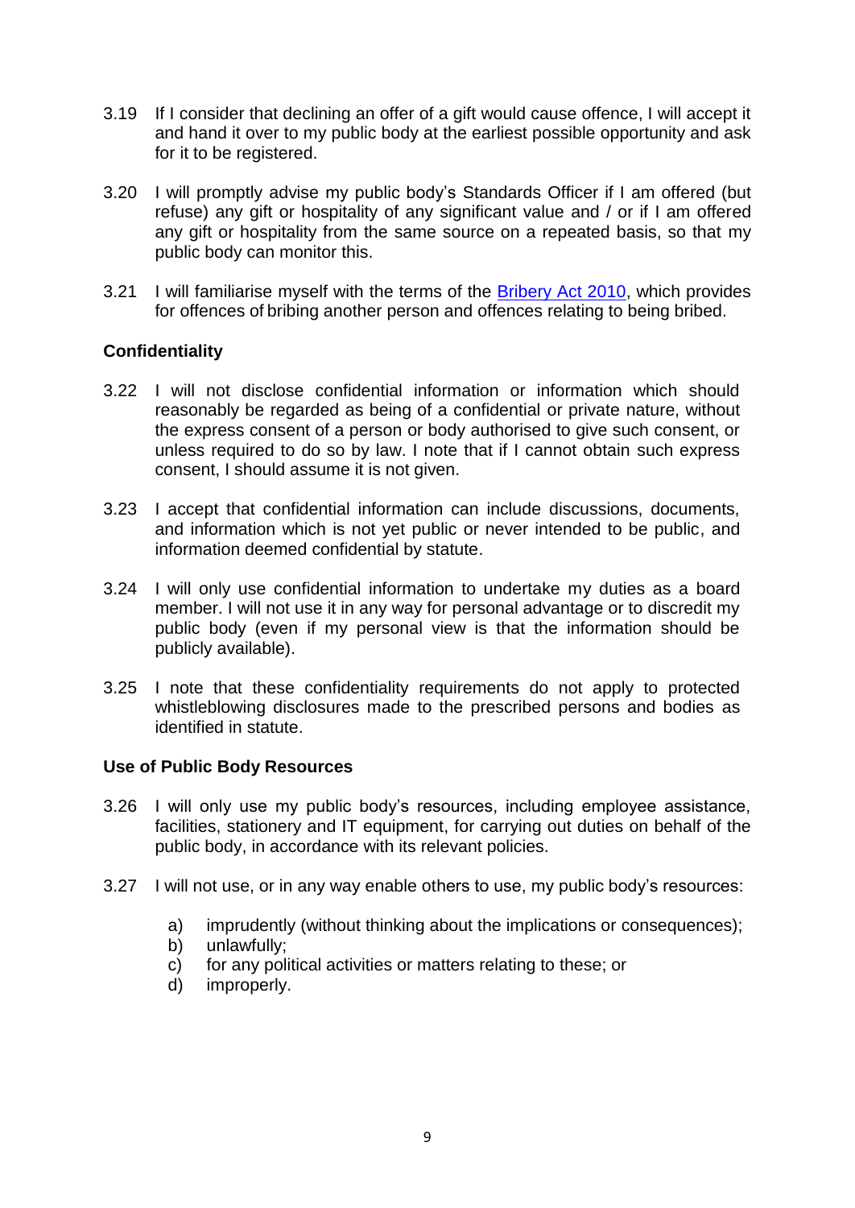3.19 If I consider that declining an offer of a gift would cause offence, I will accept it and hand it over to my public body at the earliest possible opportunity and ask for it to be registered.

3.20 I will promptly advise my public body's Standards Officer if I am offered (but refuse) any gift or hospitality of any significant value and / or if I am offered any gift or hospitality from the same source on a repeated basis, so that my public body can monitor this.

3.21 I will familiarise myself with the terms of the [Bribery Act 2010](), which provides for offences of bribing another person and offences relating to being bribed.

**Confidentiality**

3.22 I will not disclose confidential information or information which should reasonably be regarded as being of a confidential or private nature, without the express consent of a person or body authorised to give such consent, or unless required to do so by law. I note that if I cannot obtain such express consent, I should assume it is not given.

3.23 I accept that confidential information can include discussions, documents, and information which is not yet public or never intended to be public, and information deemed confidential by statute.

3.24 I will only use confidential information to undertake my duties as a board member. I will not use it in any way for personal advantage or to discredit my public body (even if my personal view is that the information should be publicly available).

3.25 I note that these confidentiality requirements do not apply to protected whistleblowing disclosures made to the prescribed persons and bodies as identified in statute.

**Use of Public Body Resources**

3.26 I will only use my public body's resources, including employee assistance, facilities, stationery and IT equipment, for carrying out duties on behalf of the public body, in accordance with its relevant policies.

3.27 I will not use, or in any way enable others to use, my public body's resources:

a) imprudently (without thinking about the implications or consequences);
b) unlawfully;
c) for any political activities or matters relating to these; or
d) improperly.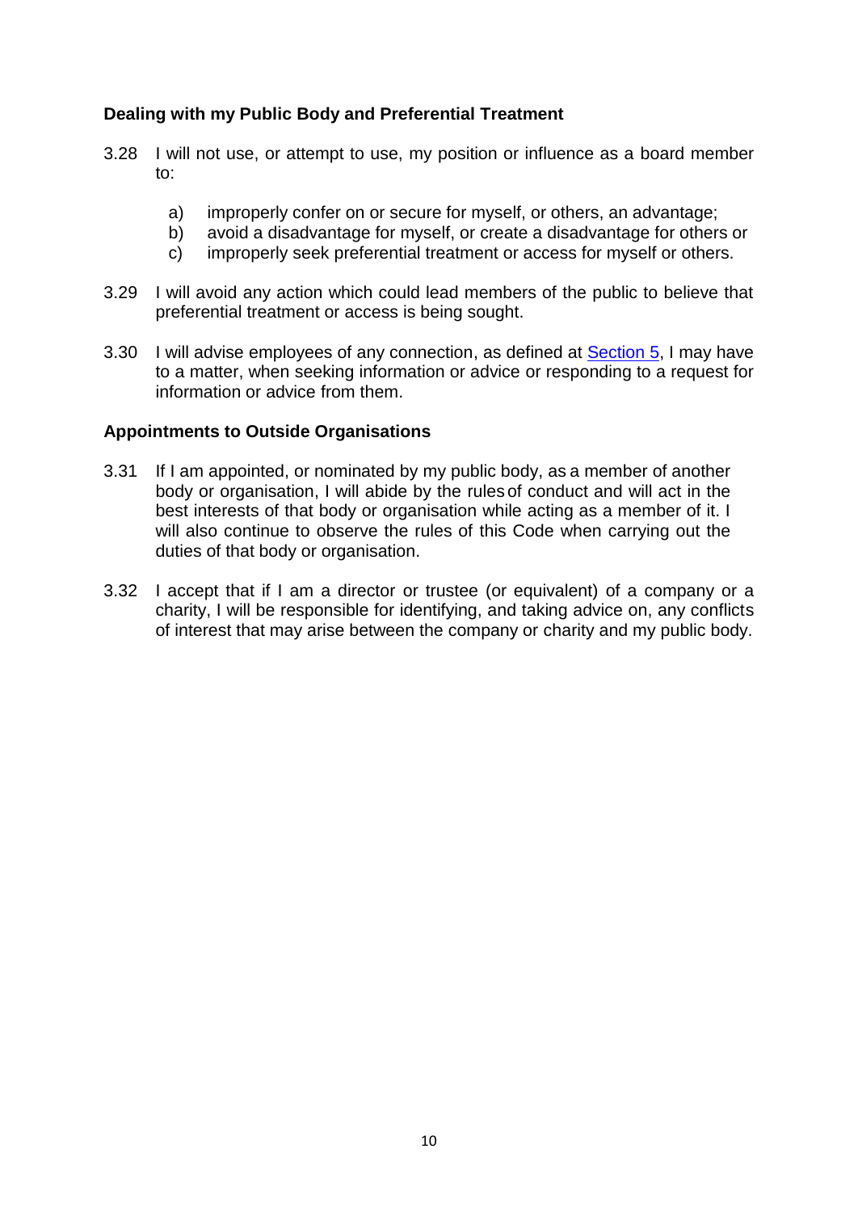### Dealing with my Public Body and Preferential Treatment

3.28 I will not use, or attempt to use, my position or influence as a board member to:

a) improperly confer on or secure for myself, or others, an advantage;
b) avoid a disadvantage for myself, or create a disadvantage for others or
c) improperly seek preferential treatment or access for myself or others.

3.29 I will avoid any action which could lead members of the public to believe that preferential treatment or access is being sought.

3.30 I will advise employees of any connection, as defined at Section 5, I may have to a matter, when seeking information or advice or responding to a request for information or advice from them.

### Appointments to Outside Organisations

3.31 If I am appointed, or nominated by my public body, as a member of another body or organisation, I will abide by the rules of conduct and will act in the best interests of that body or organisation while acting as a member of it. I will also continue to observe the rules of this Code when carrying out the duties of that body or organisation.

3.32 I accept that if I am a director or trustee (or equivalent) of a company or a charity, I will be responsible for identifying, and taking advice on, any conflicts of interest that may arise between the company or charity and my public body.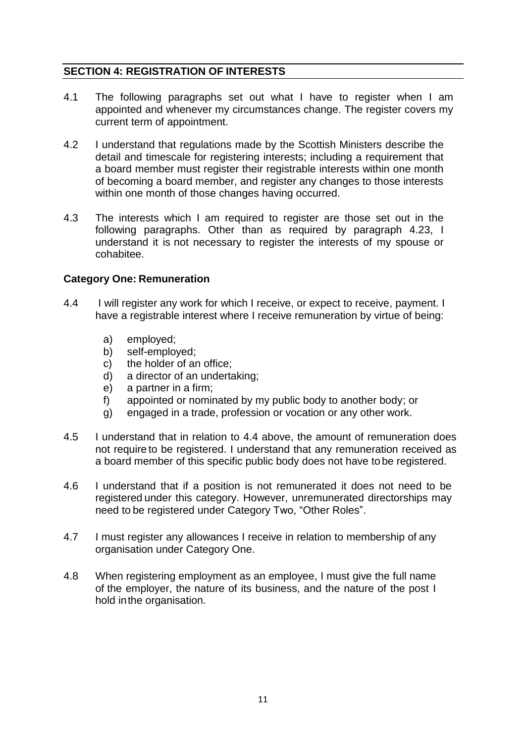## SECTION 4: REGISTRATION OF INTERESTS

4.1 The following paragraphs set out what I have to register when I am appointed and whenever my circumstances change. The register covers my current term of appointment.

4.2 I understand that regulations made by the Scottish Ministers describe the detail and timescale for registering interests; including a requirement that a board member must register their registrable interests within one month of becoming a board member, and register any changes to those interests within one month of those changes having occurred.

4.3 The interests which I am required to register are those set out in the following paragraphs. Other than as required by paragraph 4.23, I understand it is not necessary to register the interests of my spouse or cohabitee.

### Category One: Remuneration

4.4 I will register any work for which I receive, or expect to receive, payment. I have a registrable interest where I receive remuneration by virtue of being:

a) employed;
b) self-employed;
c) the holder of an office;
d) a director of an undertaking;
e) a partner in a firm;
f) appointed or nominated by my public body to another body; or
g) engaged in a trade, profession or vocation or any other work.

4.5 I understand that in relation to 4.4 above, the amount of remuneration does not require to be registered. I understand that any remuneration received as a board member of this specific public body does not have to be registered.

4.6 I understand that if a position is not remunerated it does not need to be registered under this category. However, unremunerated directorships may need to be registered under Category Two, "Other Roles".

4.7 I must register any allowances I receive in relation to membership of any organisation under Category One.

4.8 When registering employment as an employee, I must give the full name of the employer, the nature of its business, and the nature of the post I hold in the organisation.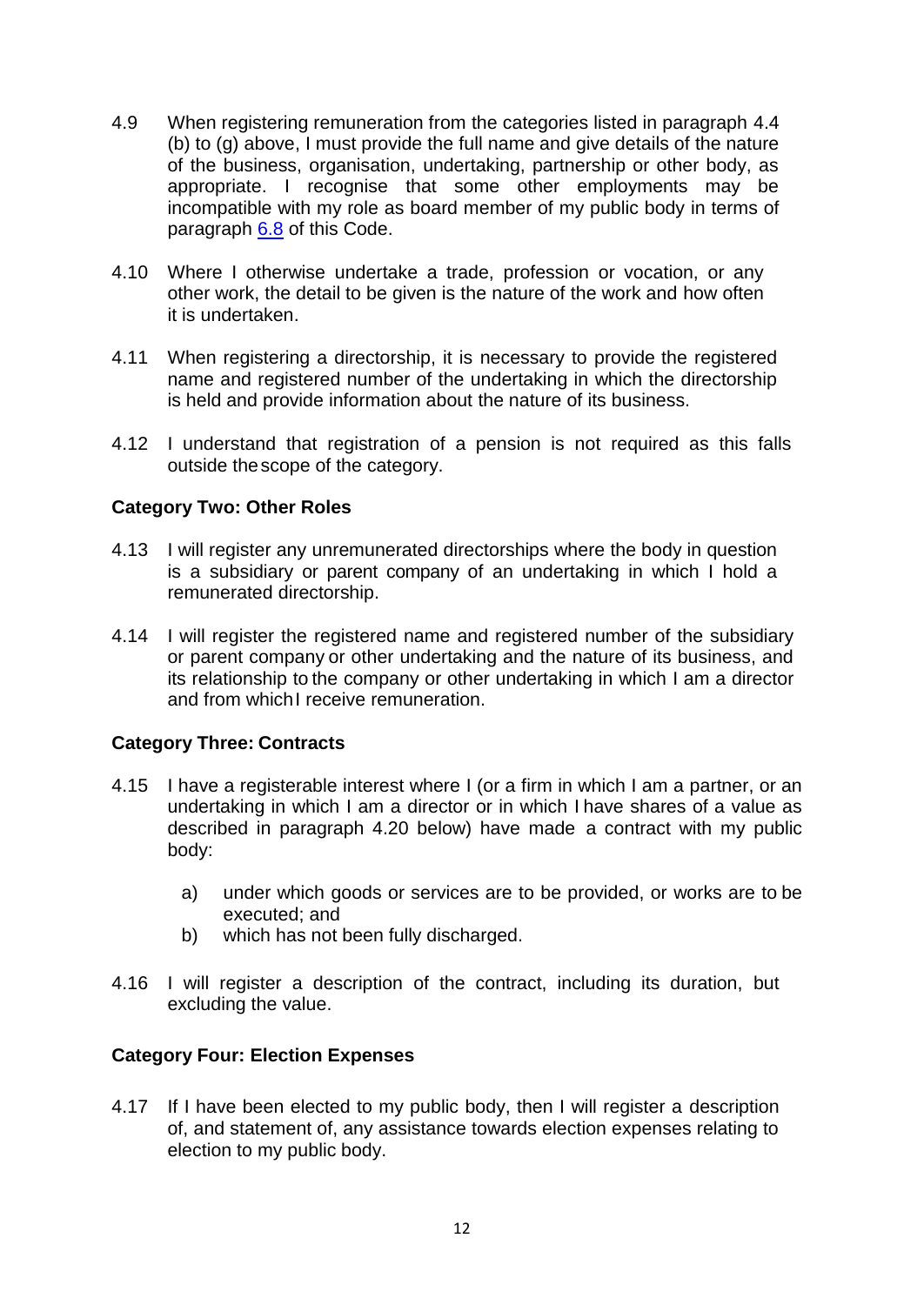4.9 When registering remuneration from the categories listed in paragraph 4.4 (b) to (g) above, I must provide the full name and give details of the nature of the business, organisation, undertaking, partnership or other body, as appropriate. I recognise that some other employments may be incompatible with my role as board member of my public body in terms of paragraph [6.8](#) of this Code.

4.10 Where I otherwise undertake a trade, profession or vocation, or any other work, the detail to be given is the nature of the work and how often it is undertaken.

4.11 When registering a directorship, it is necessary to provide the registered name and registered number of the undertaking in which the directorship is held and provide information about the nature of its business.

4.12 I understand that registration of a pension is not required as this falls outside the scope of the category.

**Category Two: Other Roles**

4.13 I will register any unremunerated directorships where the body in question is a subsidiary or parent company of an undertaking in which I hold a remunerated directorship.

4.14 I will register the registered name and registered number of the subsidiary or parent company or other undertaking and the nature of its business, and its relationship to the company or other undertaking in which I am a director and from which I receive remuneration.

**Category Three: Contracts**

4.15 I have a registerable interest where I (or a firm in which I am a partner, or an undertaking in which I am a director or in which I have shares of a value as described in paragraph 4.20 below) have made a contract with my public body:

a) under which goods or services are to be provided, or works are to be executed; and
b) which has not been fully discharged.

4.16 I will register a description of the contract, including its duration, but excluding the value.

**Category Four: Election Expenses**

4.17 If I have been elected to my public body, then I will register a description of, and statement of, any assistance towards election expenses relating to election to my public body.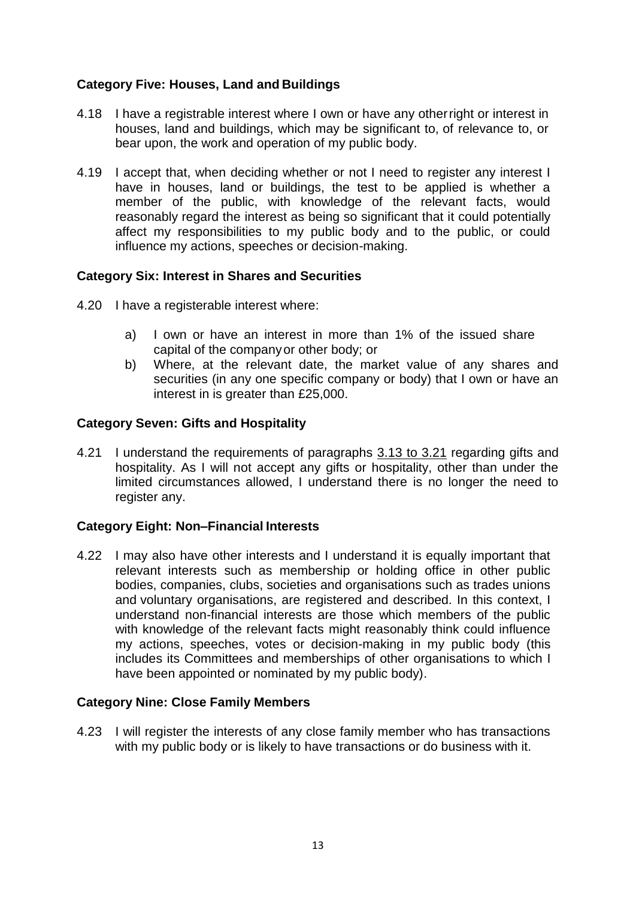### Category Five: Houses, Land and Buildings

4.18 I have a registrable interest where I own or have any other right or interest in houses, land and buildings, which may be significant to, of relevance to, or bear upon, the work and operation of my public body.

4.19 I accept that, when deciding whether or not I need to register any interest I have in houses, land or buildings, the test to be applied is whether a member of the public, with knowledge of the relevant facts, would reasonably regard the interest as being so significant that it could potentially affect my responsibilities to my public body and to the public, or could influence my actions, speeches or decision-making.

### Category Six: Interest in Shares and Securities

4.20 I have a registerable interest where:

a) I own or have an interest in more than 1% of the issued share capital of the company or other body; or
b) Where, at the relevant date, the market value of any shares and securities (in any one specific company or body) that I own or have an interest in is greater than £25,000.

### Category Seven: Gifts and Hospitality

4.21 I understand the requirements of paragraphs 3.13 to 3.21 regarding gifts and hospitality. As I will not accept any gifts or hospitality, other than under the limited circumstances allowed, I understand there is no longer the need to register any.

### Category Eight: Non–Financial Interests

4.22 I may also have other interests and I understand it is equally important that relevant interests such as membership or holding office in other public bodies, companies, clubs, societies and organisations such as trades unions and voluntary organisations, are registered and described. In this context, I understand non-financial interests are those which members of the public with knowledge of the relevant facts might reasonably think could influence my actions, speeches, votes or decision-making in my public body (this includes its Committees and memberships of other organisations to which I have been appointed or nominated by my public body).

### Category Nine: Close Family Members

4.23 I will register the interests of any close family member who has transactions with my public body or is likely to have transactions or do business with it.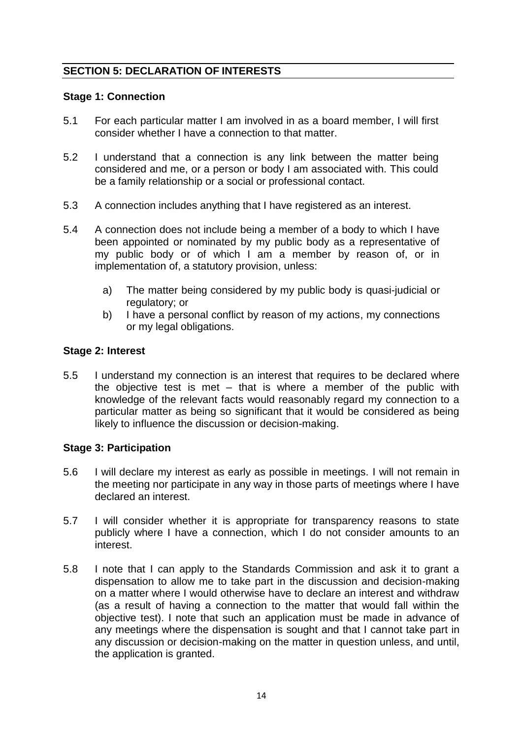## SECTION 5: DECLARATION OF INTERESTS

### Stage 1: Connection

5.1 For each particular matter I am involved in as a board member, I will first consider whether I have a connection to that matter.

5.2 I understand that a connection is any link between the matter being considered and me, or a person or body I am associated with. This could be a family relationship or a social or professional contact.

5.3 A connection includes anything that I have registered as an interest.

5.4 A connection does not include being a member of a body to which I have been appointed or nominated by my public body as a representative of my public body or of which I am a member by reason of, or in implementation of, a statutory provision, unless:

a) The matter being considered by my public body is quasi-judicial or regulatory; or
b) I have a personal conflict by reason of my actions, my connections or my legal obligations.

### Stage 2: Interest

5.5 I understand my connection is an interest that requires to be declared where the objective test is met – that is where a member of the public with knowledge of the relevant facts would reasonably regard my connection to a particular matter as being so significant that it would be considered as being likely to influence the discussion or decision-making.

### Stage 3: Participation

5.6 I will declare my interest as early as possible in meetings. I will not remain in the meeting nor participate in any way in those parts of meetings where I have declared an interest.

5.7 I will consider whether it is appropriate for transparency reasons to state publicly where I have a connection, which I do not consider amounts to an interest.

5.8 I note that I can apply to the Standards Commission and ask it to grant a dispensation to allow me to take part in the discussion and decision-making on a matter where I would otherwise have to declare an interest and withdraw (as a result of having a connection to the matter that would fall within the objective test). I note that such an application must be made in advance of any meetings where the dispensation is sought and that I cannot take part in any discussion or decision-making on the matter in question unless, and until, the application is granted.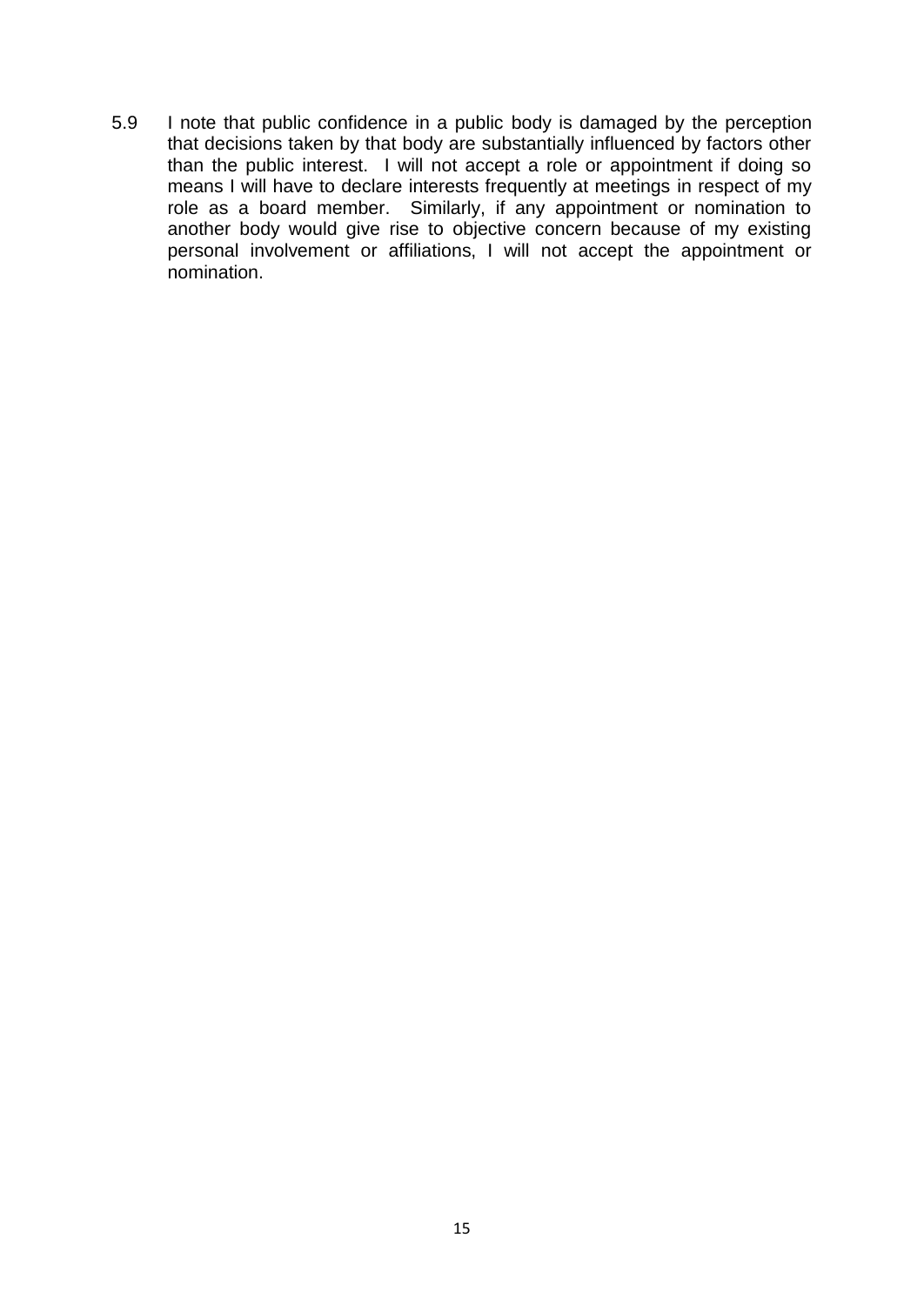5.9 I note that public confidence in a public body is damaged by the perception that decisions taken by that body are substantially influenced by factors other than the public interest. I will not accept a role or appointment if doing so means I will have to declare interests frequently at meetings in respect of my role as a board member. Similarly, if any appointment or nomination to another body would give rise to objective concern because of my existing personal involvement or affiliations, I will not accept the appointment or nomination.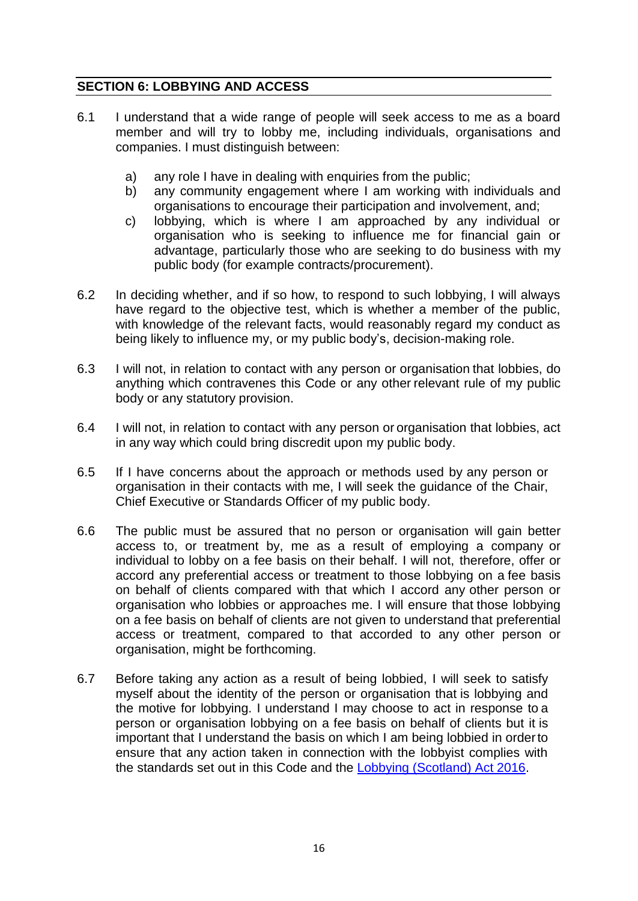## SECTION 6: LOBBYING AND ACCESS

6.1 I understand that a wide range of people will seek access to me as a board member and will try to lobby me, including individuals, organisations and companies. I must distinguish between:

a) any role I have in dealing with enquiries from the public;
b) any community engagement where I am working with individuals and organisations to encourage their participation and involvement, and;
c) lobbying, which is where I am approached by any individual or organisation who is seeking to influence me for financial gain or advantage, particularly those who are seeking to do business with my public body (for example contracts/procurement).

6.2 In deciding whether, and if so how, to respond to such lobbying, I will always have regard to the objective test, which is whether a member of the public, with knowledge of the relevant facts, would reasonably regard my conduct as being likely to influence my, or my public body's, decision-making role.

6.3 I will not, in relation to contact with any person or organisation that lobbies, do anything which contravenes this Code or any other relevant rule of my public body or any statutory provision.

6.4 I will not, in relation to contact with any person or organisation that lobbies, act in any way which could bring discredit upon my public body.

6.5 If I have concerns about the approach or methods used by any person or organisation in their contacts with me, I will seek the guidance of the Chair, Chief Executive or Standards Officer of my public body.

6.6 The public must be assured that no person or organisation will gain better access to, or treatment by, me as a result of employing a company or individual to lobby on a fee basis on their behalf. I will not, therefore, offer or accord any preferential access or treatment to those lobbying on a fee basis on behalf of clients compared with that which I accord any other person or organisation who lobbies or approaches me. I will ensure that those lobbying on a fee basis on behalf of clients are not given to understand that preferential access or treatment, compared to that accorded to any other person or organisation, might be forthcoming.

6.7 Before taking any action as a result of being lobbied, I will seek to satisfy myself about the identity of the person or organisation that is lobbying and the motive for lobbying. I understand I may choose to act in response to a person or organisation lobbying on a fee basis on behalf of clients but it is important that I understand the basis on which I am being lobbied in order to ensure that any action taken in connection with the lobbyist complies with the standards set out in this Code and the Lobbying (Scotland) Act 2016.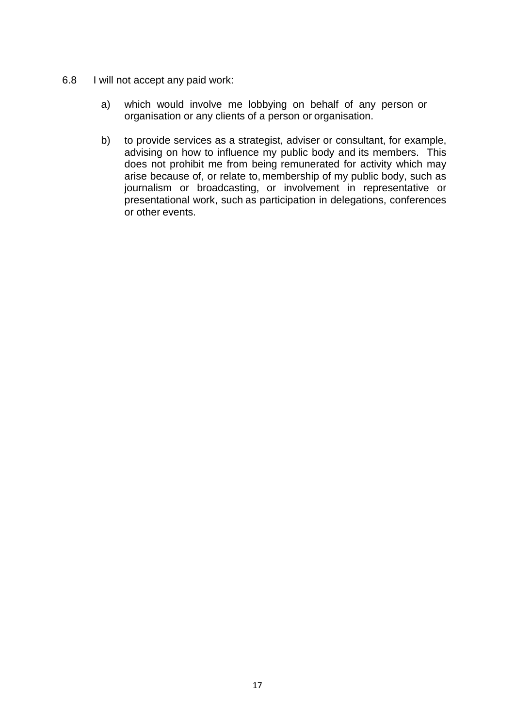6.8 I will not accept any paid work:

a) which would involve me lobbying on behalf of any person or organisation or any clients of a person or organisation.

b) to provide services as a strategist, adviser or consultant, for example, advising on how to influence my public body and its members. This does not prohibit me from being remunerated for activity which may arise because of, or relate to, membership of my public body, such as journalism or broadcasting, or involvement in representative or presentational work, such as participation in delegations, conferences or other events.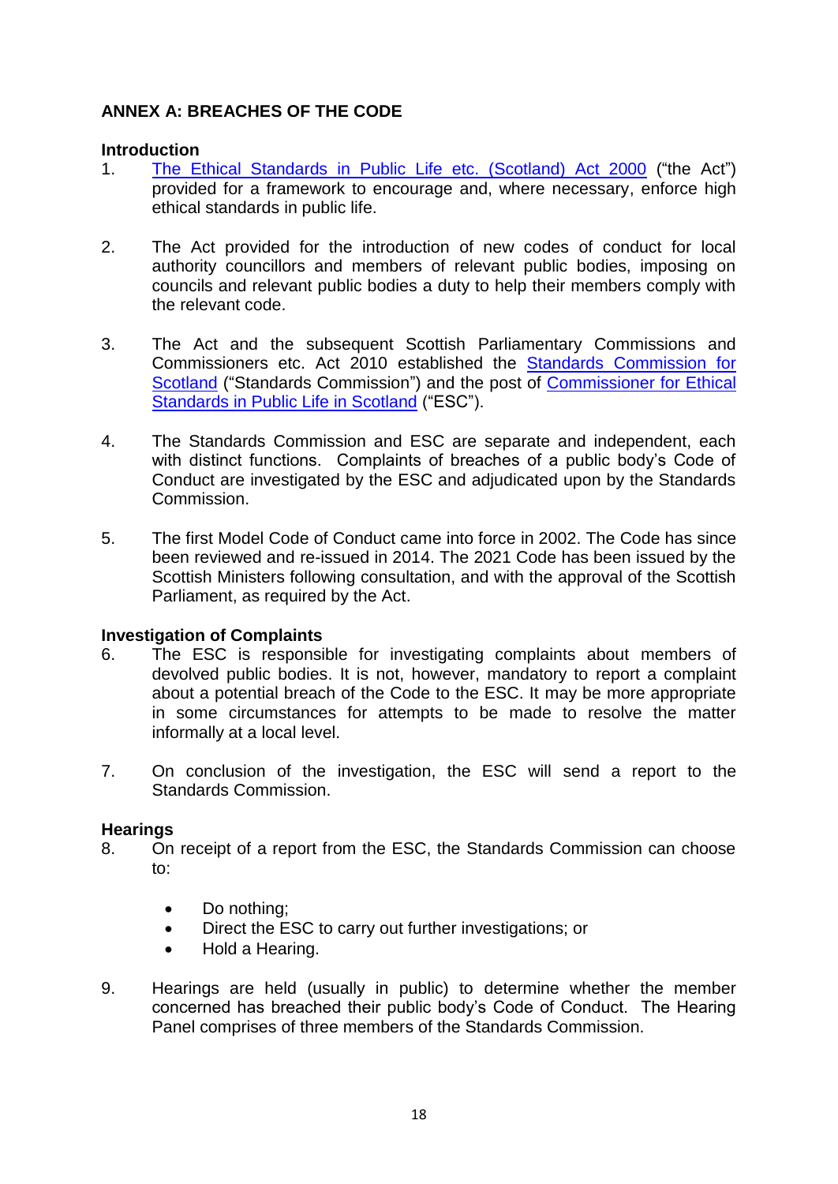## ANNEX A: BREACHES OF THE CODE

### Introduction

1. The Ethical Standards in Public Life etc. (Scotland) Act 2000 ("the Act") provided for a framework to encourage and, where necessary, enforce high ethical standards in public life.

2. The Act provided for the introduction of new codes of conduct for local authority councillors and members of relevant public bodies, imposing on councils and relevant public bodies a duty to help their members comply with the relevant code.

3. The Act and the subsequent Scottish Parliamentary Commissions and Commissioners etc. Act 2010 established the Standards Commission for Scotland ("Standards Commission") and the post of Commissioner for Ethical Standards in Public Life in Scotland ("ESC").

4. The Standards Commission and ESC are separate and independent, each with distinct functions. Complaints of breaches of a public body's Code of Conduct are investigated by the ESC and adjudicated upon by the Standards Commission.

5. The first Model Code of Conduct came into force in 2002. The Code has since been reviewed and re-issued in 2014. The 2021 Code has been issued by the Scottish Ministers following consultation, and with the approval of the Scottish Parliament, as required by the Act.

### Investigation of Complaints

6. The ESC is responsible for investigating complaints about members of devolved public bodies. It is not, however, mandatory to report a complaint about a potential breach of the Code to the ESC. It may be more appropriate in some circumstances for attempts to be made to resolve the matter informally at a local level.

7. On conclusion of the investigation, the ESC will send a report to the Standards Commission.

### Hearings

8. On receipt of a report from the ESC, the Standards Commission can choose to:

   - Do nothing;
   - Direct the ESC to carry out further investigations; or
   - Hold a Hearing.

9. Hearings are held (usually in public) to determine whether the member concerned has breached their public body's Code of Conduct. The Hearing Panel comprises of three members of the Standards Commission.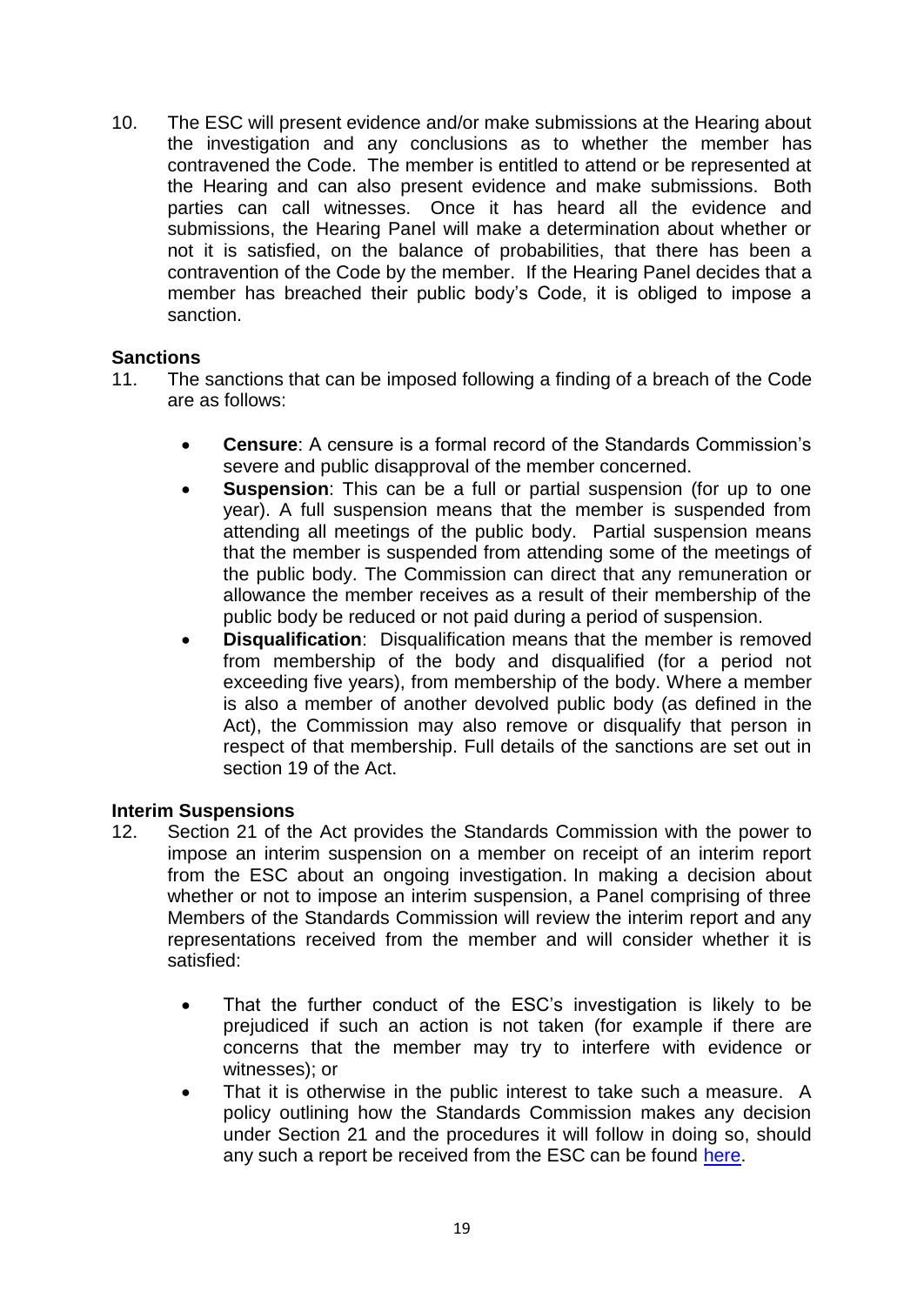10. The ESC will present evidence and/or make submissions at the Hearing about the investigation and any conclusions as to whether the member has contravened the Code. The member is entitled to attend or be represented at the Hearing and can also present evidence and make submissions. Both parties can call witnesses. Once it has heard all the evidence and submissions, the Hearing Panel will make a determination about whether or not it is satisfied, on the balance of probabilities, that there has been a contravention of the Code by the member. If the Hearing Panel decides that a member has breached their public body's Code, it is obliged to impose a sanction.

**Sanctions**

11. The sanctions that can be imposed following a finding of a breach of the Code are as follows:

    - **Censure**: A censure is a formal record of the Standards Commission's severe and public disapproval of the member concerned.
    - **Suspension**: This can be a full or partial suspension (for up to one year). A full suspension means that the member is suspended from attending all meetings of the public body. Partial suspension means that the member is suspended from attending some of the meetings of the public body. The Commission can direct that any remuneration or allowance the member receives as a result of their membership of the public body be reduced or not paid during a period of suspension.
    - **Disqualification**: Disqualification means that the member is removed from membership of the body and disqualified (for a period not exceeding five years), from membership of the body. Where a member is also a member of another devolved public body (as defined in the Act), the Commission may also remove or disqualify that person in respect of that membership. Full details of the sanctions are set out in section 19 of the Act.

**Interim Suspensions**

12. Section 21 of the Act provides the Standards Commission with the power to impose an interim suspension on a member on receipt of an interim report from the ESC about an ongoing investigation. In making a decision about whether or not to impose an interim suspension, a Panel comprising of three Members of the Standards Commission will review the interim report and any representations received from the member and will consider whether it is satisfied:

    - That the further conduct of the ESC's investigation is likely to be prejudiced if such an action is not taken (for example if there are concerns that the member may try to interfere with evidence or witnesses); or
    - That it is otherwise in the public interest to take such a measure. A policy outlining how the Standards Commission makes any decision under Section 21 and the procedures it will follow in doing so, should any such a report be received from the ESC can be found here.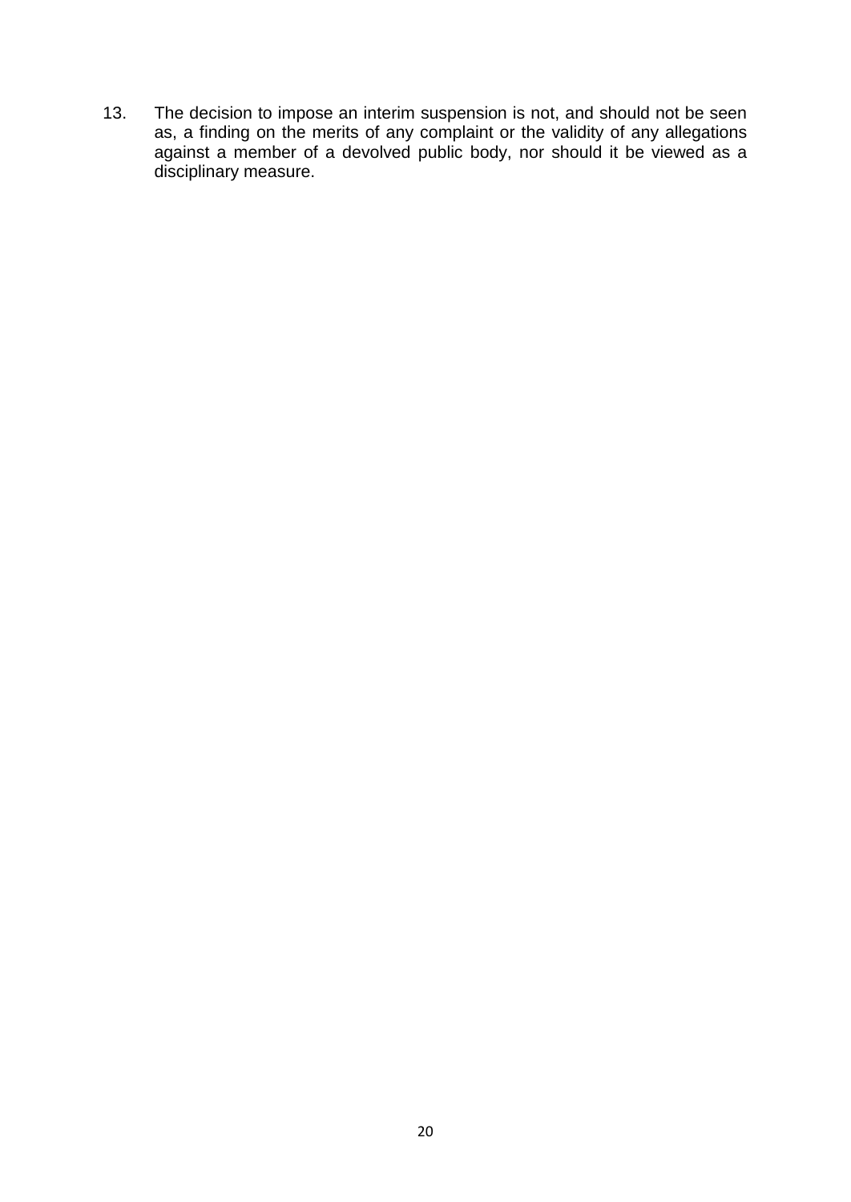13. The decision to impose an interim suspension is not, and should not be seen as, a finding on the merits of any complaint or the validity of any allegations against a member of a devolved public body, nor should it be viewed as a disciplinary measure.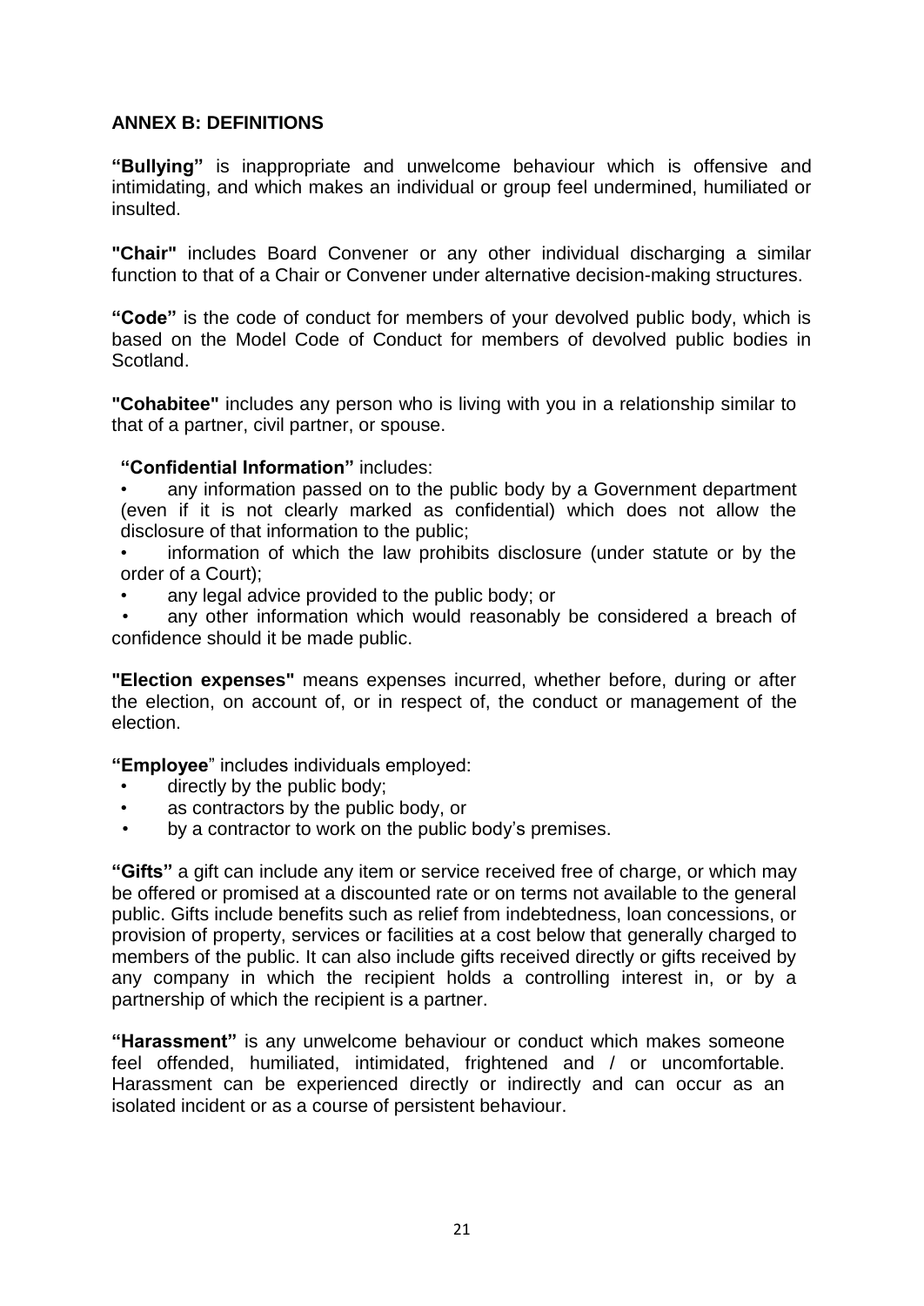## ANNEX B: DEFINITIONS

**"Bullying"** is inappropriate and unwelcome behaviour which is offensive and intimidating, and which makes an individual or group feel undermined, humiliated or insulted.

**"Chair"** includes Board Convener or any other individual discharging a similar function to that of a Chair or Convener under alternative decision-making structures.

**"Code"** is the code of conduct for members of your devolved public body, which is based on the Model Code of Conduct for members of devolved public bodies in Scotland.

**"Cohabitee"** includes any person who is living with you in a relationship similar to that of a partner, civil partner, or spouse.

**"Confidential Information"** includes:

- any information passed on to the public body by a Government department (even if it is not clearly marked as confidential) which does not allow the disclosure of that information to the public;
- information of which the law prohibits disclosure (under statute or by the order of a Court);
- any legal advice provided to the public body; or
- any other information which would reasonably be considered a breach of confidence should it be made public.

**"Election expenses"** means expenses incurred, whether before, during or after the election, on account of, or in respect of, the conduct or management of the election.

**"Employee"** includes individuals employed:

- directly by the public body;
- as contractors by the public body, or
- by a contractor to work on the public body's premises.

**"Gifts"** a gift can include any item or service received free of charge, or which may be offered or promised at a discounted rate or on terms not available to the general public. Gifts include benefits such as relief from indebtedness, loan concessions, or provision of property, services or facilities at a cost below that generally charged to members of the public. It can also include gifts received directly or gifts received by any company in which the recipient holds a controlling interest in, or by a partnership of which the recipient is a partner.

**"Harassment"** is any unwelcome behaviour or conduct which makes someone feel offended, humiliated, intimidated, frightened and / or uncomfortable. Harassment can be experienced directly or indirectly and can occur as an isolated incident or as a course of persistent behaviour.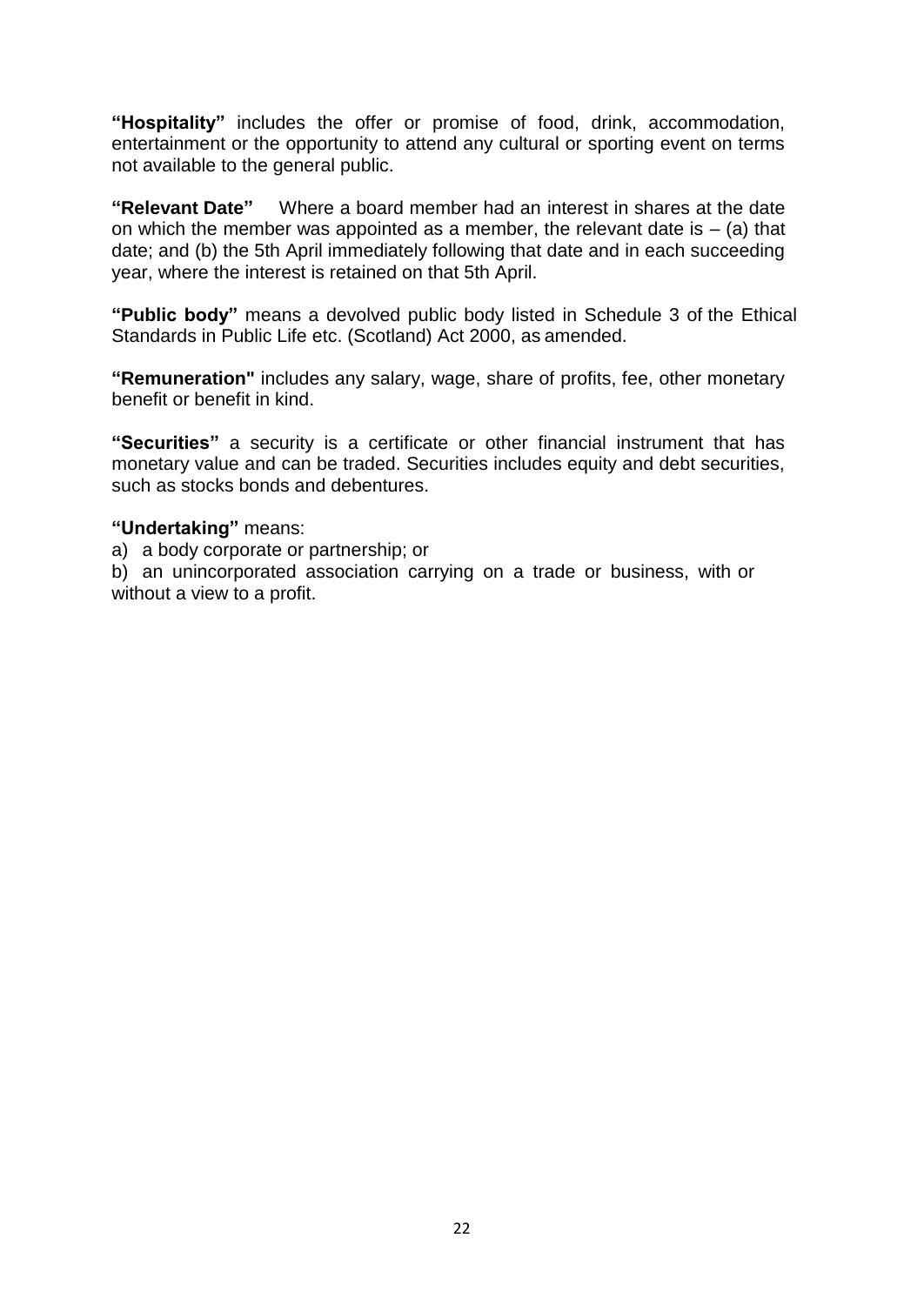**"Hospitality"** includes the offer or promise of food, drink, accommodation, entertainment or the opportunity to attend any cultural or sporting event on terms not available to the general public.

**"Relevant Date"** Where a board member had an interest in shares at the date on which the member was appointed as a member, the relevant date is – (a) that date; and (b) the 5th April immediately following that date and in each succeeding year, where the interest is retained on that 5th April.

**"Public body"** means a devolved public body listed in Schedule 3 of the Ethical Standards in Public Life etc. (Scotland) Act 2000, as amended.

**"Remuneration"** includes any salary, wage, share of profits, fee, other monetary benefit or benefit in kind.

**"Securities"** a security is a certificate or other financial instrument that has monetary value and can be traded. Securities includes equity and debt securities, such as stocks bonds and debentures.

**"Undertaking"** means:

a) a body corporate or partnership; or

b) an unincorporated association carrying on a trade or business, with or without a view to a profit.